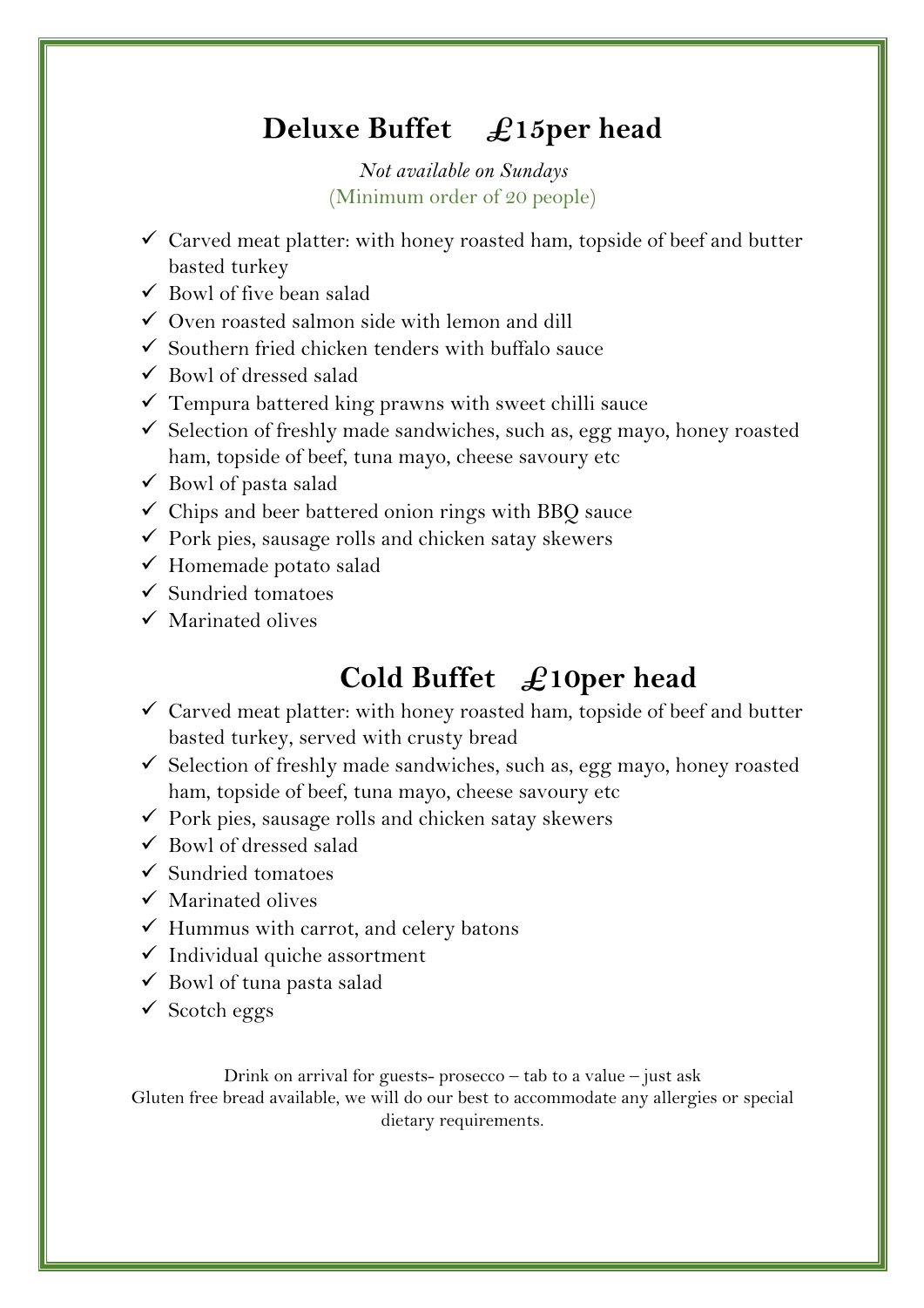## Deluxe Buffet £15per head

*Not available on Sundays*
(Minimum order of 20 people)

- ✓ Carved meat platter: with honey roasted ham, topside of beef and butter basted turkey
- ✓ Bowl of five bean salad
- ✓ Oven roasted salmon side with lemon and dill
- ✓ Southern fried chicken tenders with buffalo sauce
- ✓ Bowl of dressed salad
- ✓ Tempura battered king prawns with sweet chilli sauce
- ✓ Selection of freshly made sandwiches, such as, egg mayo, honey roasted ham, topside of beef, tuna mayo, cheese savoury etc
- ✓ Bowl of pasta salad
- ✓ Chips and beer battered onion rings with BBQ sauce
- ✓ Pork pies, sausage rolls and chicken satay skewers
- ✓ Homemade potato salad
- ✓ Sundried tomatoes
- ✓ Marinated olives

## Cold Buffet £10per head

- ✓ Carved meat platter: with honey roasted ham, topside of beef and butter basted turkey, served with crusty bread
- ✓ Selection of freshly made sandwiches, such as, egg mayo, honey roasted ham, topside of beef, tuna mayo, cheese savoury etc
- ✓ Pork pies, sausage rolls and chicken satay skewers
- ✓ Bowl of dressed salad
- ✓ Sundried tomatoes
- ✓ Marinated olives
- ✓ Hummus with carrot, and celery batons
- ✓ Individual quiche assortment
- ✓ Bowl of tuna pasta salad
- ✓ Scotch eggs

Drink on arrival for guests- prosecco – tab to a value – just ask
Gluten free bread available, we will do our best to accommodate any allergies or special dietary requirements.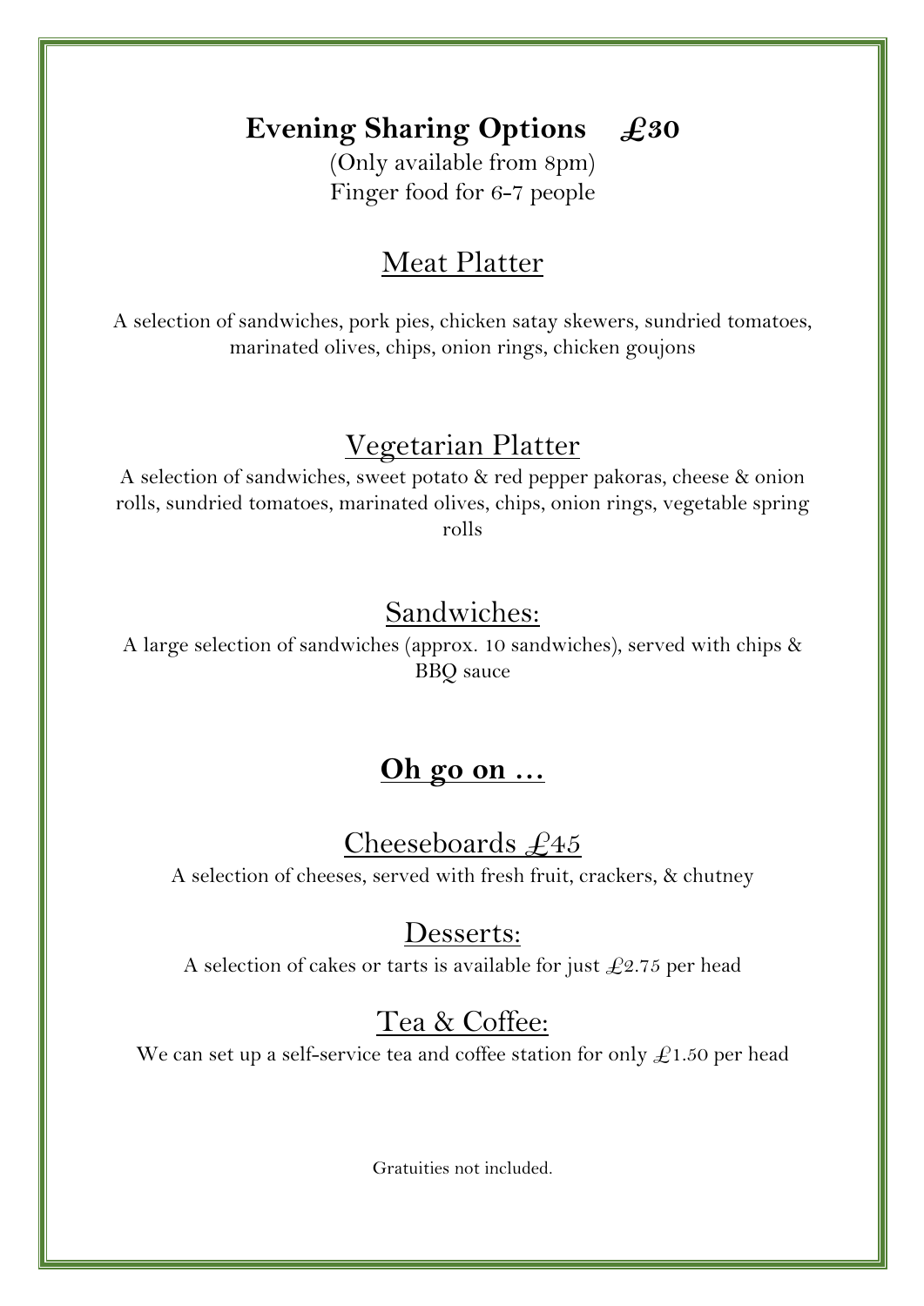# **Evening Sharing Options £30**

(Only available from 8pm)

Finger food for 6-7 people

## Meat Platter

A selection of sandwiches, pork pies, chicken satay skewers, sundried tomatoes, marinated olives, chips, onion rings, chicken goujons

## Vegetarian Platter

A selection of sandwiches, sweet potato & red pepper pakoras, cheese & onion rolls, sundried tomatoes, marinated olives, chips, onion rings, vegetable spring rolls

## Sandwiches:

A large selection of sandwiches (approx. 10 sandwiches), served with chips & BBQ sauce

# **Oh go on …**

## Cheeseboards £45

A selection of cheeses, served with fresh fruit, crackers, & chutney

## Desserts:

A selection of cakes or tarts is available for just £2.75 per head

## Tea & Coffee:

We can set up a self-service tea and coffee station for only £1.50 per head

Gratuities not included.